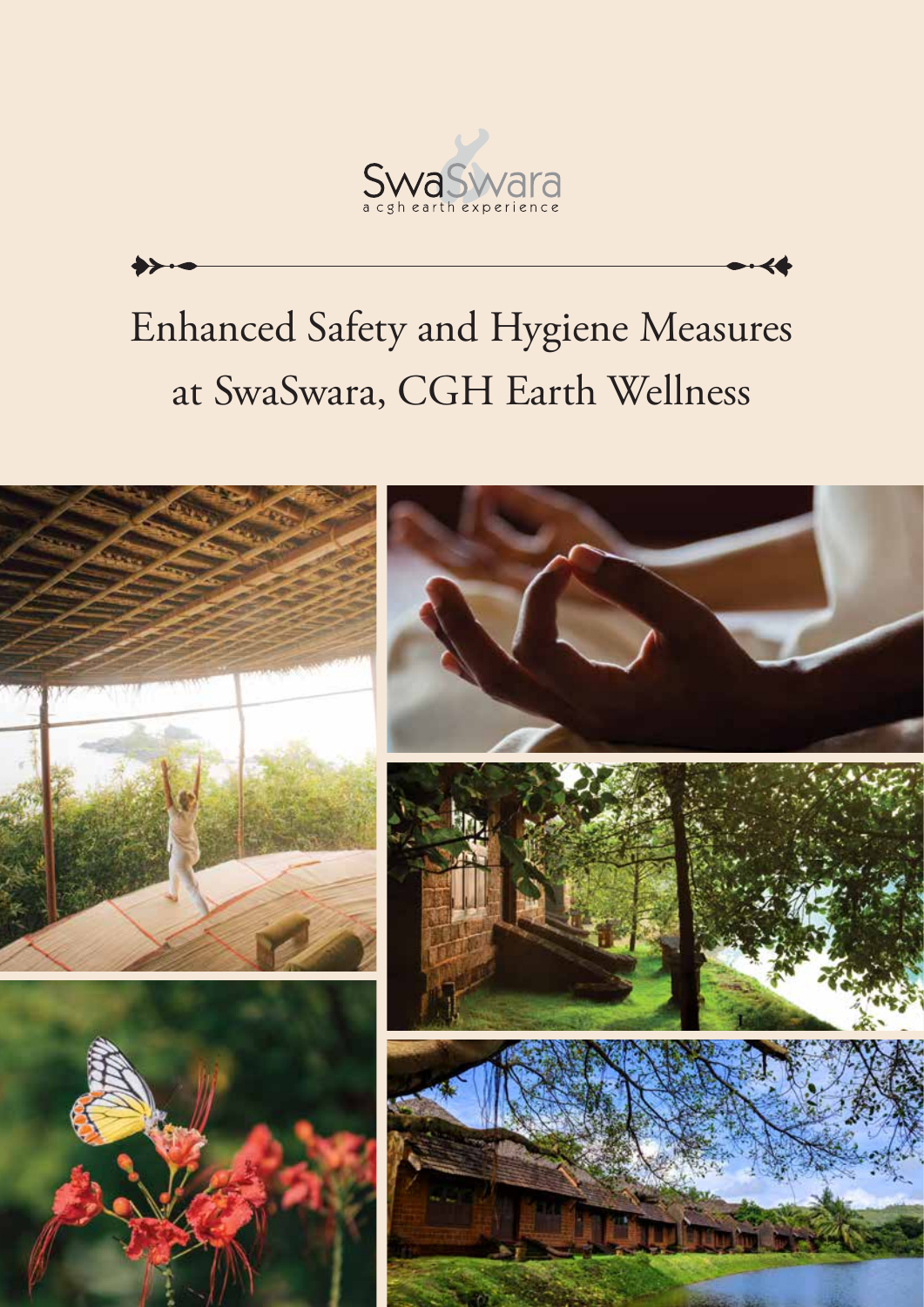SwaSwara

a cgh earth experience

# Enhanced Safety and Hygiene Measures at SwaSwara, CGH Earth Wellness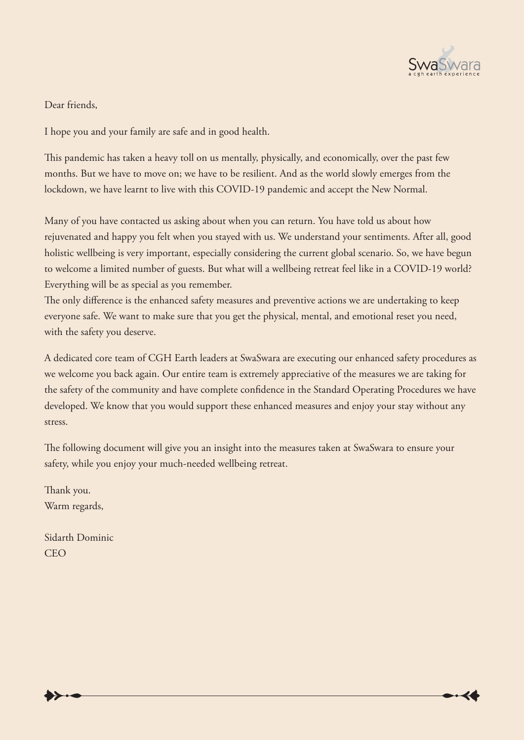Dear friends,

I hope you and your family are safe and in good health.

This pandemic has taken a heavy toll on us mentally, physically, and economically, over the past few months. But we have to move on; we have to be resilient. And as the world slowly emerges from the lockdown, we have learnt to live with this COVID-19 pandemic and accept the New Normal.

Many of you have contacted us asking about when you can return. You have told us about how rejuvenated and happy you felt when you stayed with us. We understand your sentiments. After all, good holistic wellbeing is very important, especially considering the current global scenario. So, we have begun to welcome a limited number of guests. But what will a wellbeing retreat feel like in a COVID-19 world? Everything will be as special as you remember.

The only difference is the enhanced safety measures and preventive actions we are undertaking to keep everyone safe. We want to make sure that you get the physical, mental, and emotional reset you need, with the safety you deserve.

A dedicated core team of CGH Earth leaders at SwaSwara are executing our enhanced safety procedures as we welcome you back again. Our entire team is extremely appreciative of the measures we are taking for the safety of the community and have complete confidence in the Standard Operating Procedures we have developed. We know that you would support these enhanced measures and enjoy your stay without any stress.

The following document will give you an insight into the measures taken at SwaSwara to ensure your safety, while you enjoy your much-needed wellbeing retreat.

Thank you.
Warm regards,

Sidarth Dominic
CEO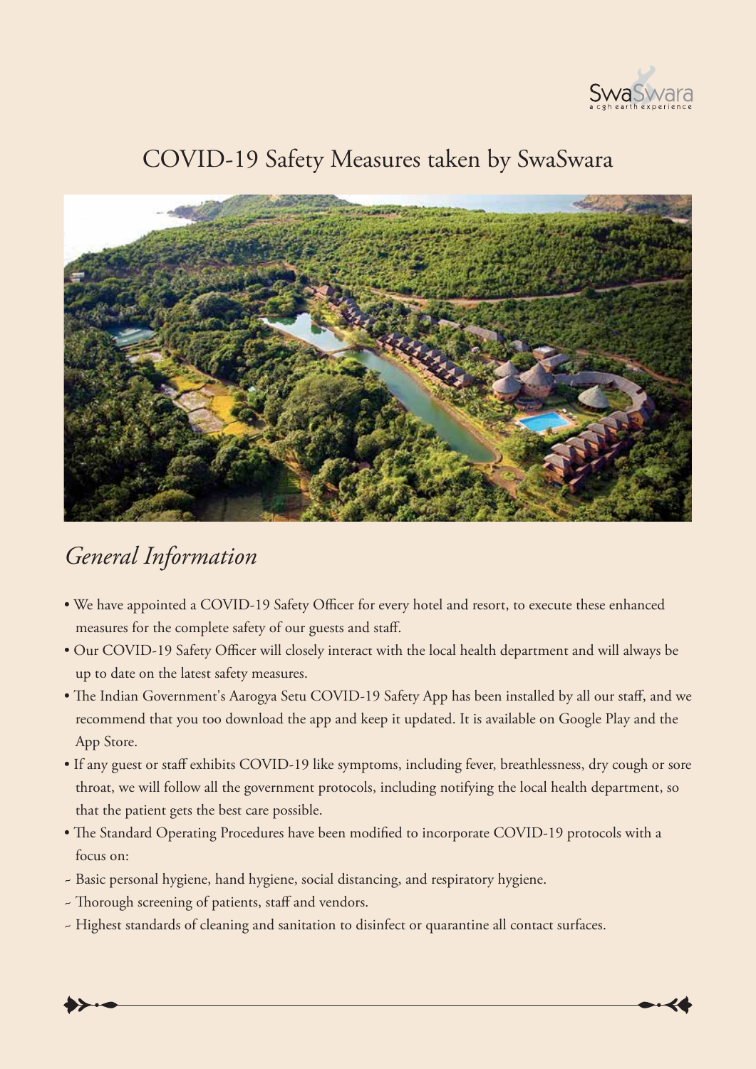# COVID-19 Safety Measures taken by SwaSwara

## *General Information*

- We have appointed a COVID-19 Safety Officer for every hotel and resort, to execute these enhanced measures for the complete safety of our guests and staff.
- Our COVID-19 Safety Officer will closely interact with the local health department and will always be up to date on the latest safety measures.
- The Indian Government's Aarogya Setu COVID-19 Safety App has been installed by all our staff, and we recommend that you too download the app and keep it updated. It is available on Google Play and the App Store.
- If any guest or staff exhibits COVID-19 like symptoms, including fever, breathlessness, dry cough or sore throat, we will follow all the government protocols, including notifying the local health department, so that the patient gets the best care possible.
- The Standard Operating Procedures have been modified to incorporate COVID-19 protocols with a focus on:

~ Basic personal hygiene, hand hygiene, social distancing, and respiratory hygiene.

~ Thorough screening of patients, staff and vendors.

~ Highest standards of cleaning and sanitation to disinfect or quarantine all contact surfaces.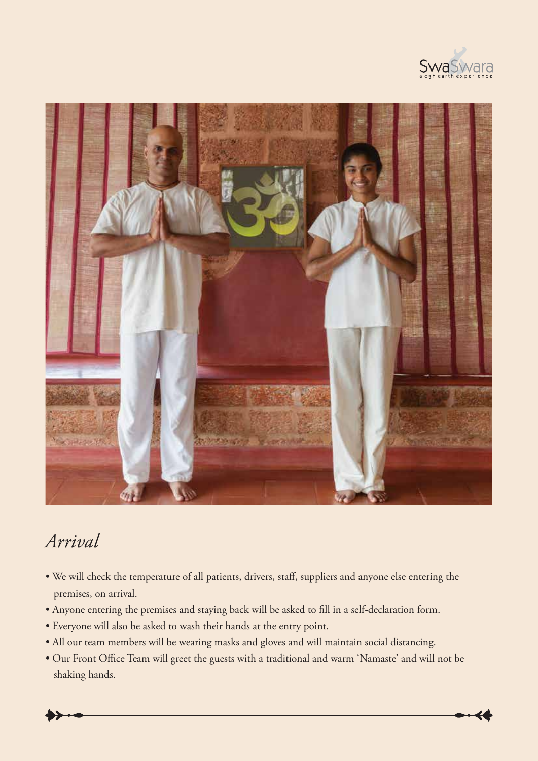## *Arrival*

- We will check the temperature of all patients, drivers, staff, suppliers and anyone else entering the premises, on arrival.
- Anyone entering the premises and staying back will be asked to fill in a self-declaration form.
- Everyone will also be asked to wash their hands at the entry point.
- All our team members will be wearing masks and gloves and will maintain social distancing.
- Our Front Office Team will greet the guests with a traditional and warm 'Namaste' and will not be shaking hands.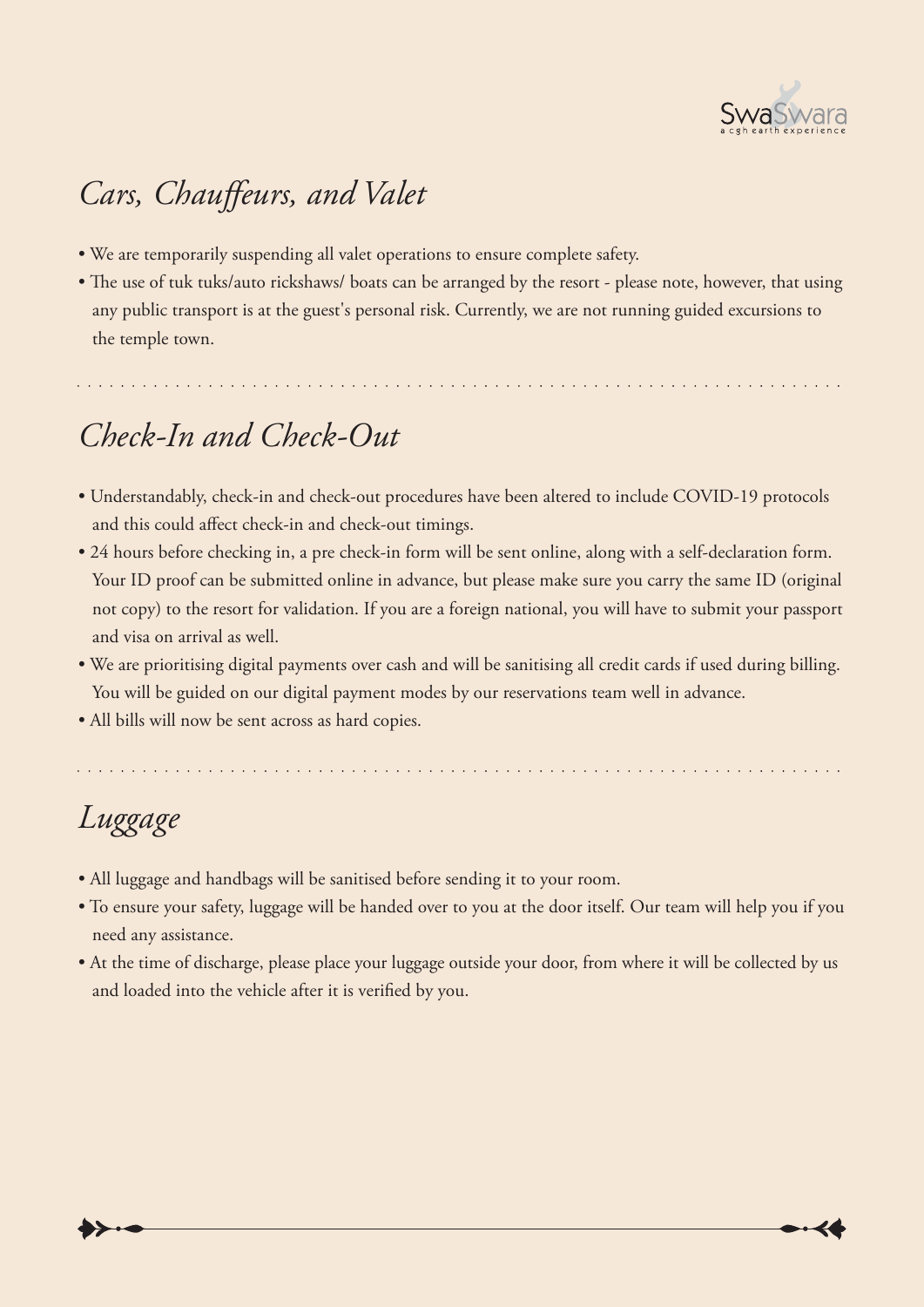## *Cars, Chauffeurs, and Valet*

- We are temporarily suspending all valet operations to ensure complete safety.
- The use of tuk tuks/auto rickshaws/ boats can be arranged by the resort - please note, however, that using any public transport is at the guest's personal risk. Currently, we are not running guided excursions to the temple town.

## *Check-In and Check-Out*

- Understandably, check-in and check-out procedures have been altered to include COVID-19 protocols and this could affect check-in and check-out timings.
- 24 hours before checking in, a pre check-in form will be sent online, along with a self-declaration form. Your ID proof can be submitted online in advance, but please make sure you carry the same ID (original not copy) to the resort for validation. If you are a foreign national, you will have to submit your passport and visa on arrival as well.
- We are prioritising digital payments over cash and will be sanitising all credit cards if used during billing. You will be guided on our digital payment modes by our reservations team well in advance.
- All bills will now be sent across as hard copies.

## *Luggage*

- All luggage and handbags will be sanitised before sending it to your room.
- To ensure your safety, luggage will be handed over to you at the door itself. Our team will help you if you need any assistance.
- At the time of discharge, please place your luggage outside your door, from where it will be collected by us and loaded into the vehicle after it is verified by you.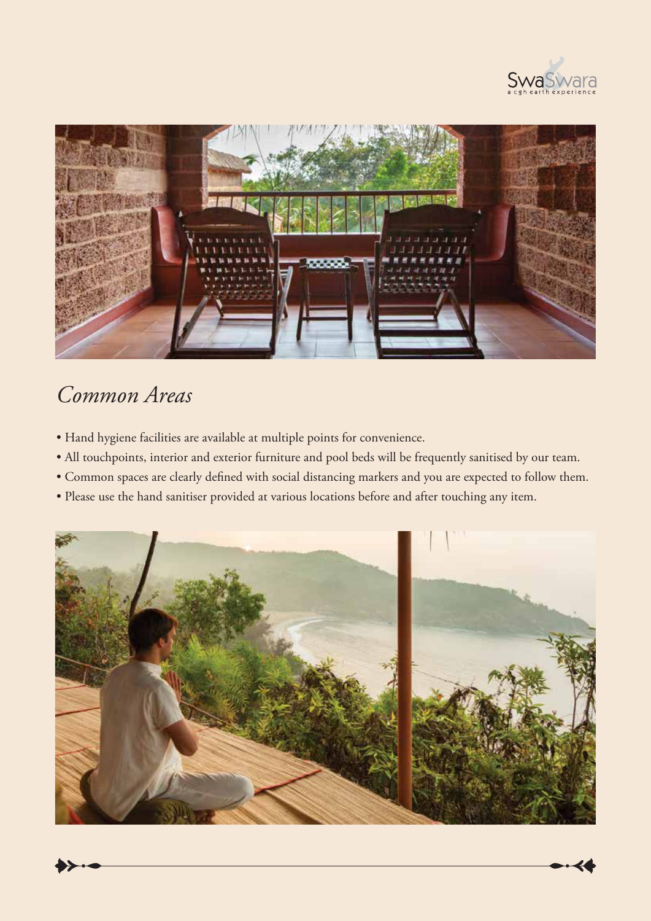## *Common Areas*

- Hand hygiene facilities are available at multiple points for convenience.
- All touchpoints, interior and exterior furniture and pool beds will be frequently sanitised by our team.
- Common spaces are clearly defined with social distancing markers and you are expected to follow them.
- Please use the hand sanitiser provided at various locations before and after touching any item.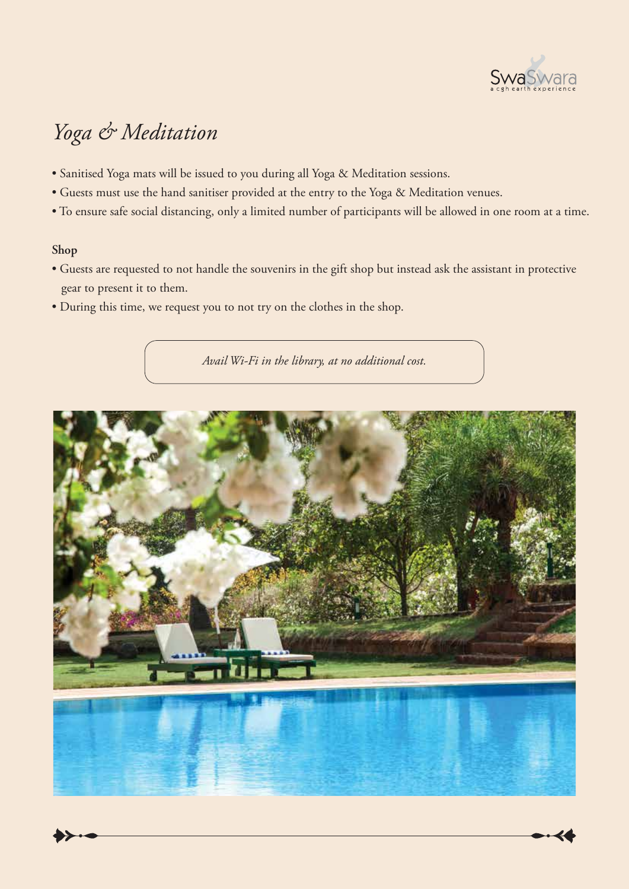# *Yoga & Meditation*

- Sanitised Yoga mats will be issued to you during all Yoga & Meditation sessions.
- Guests must use the hand sanitiser provided at the entry to the Yoga & Meditation venues.
- To ensure safe social distancing, only a limited number of participants will be allowed in one room at a time.

### Shop

- Guests are requested to not handle the souvenirs in the gift shop but instead ask the assistant in protective gear to present it to them.
- During this time, we request you to not try on the clothes in the shop.

*Avail Wi-Fi in the library, at no additional cost.*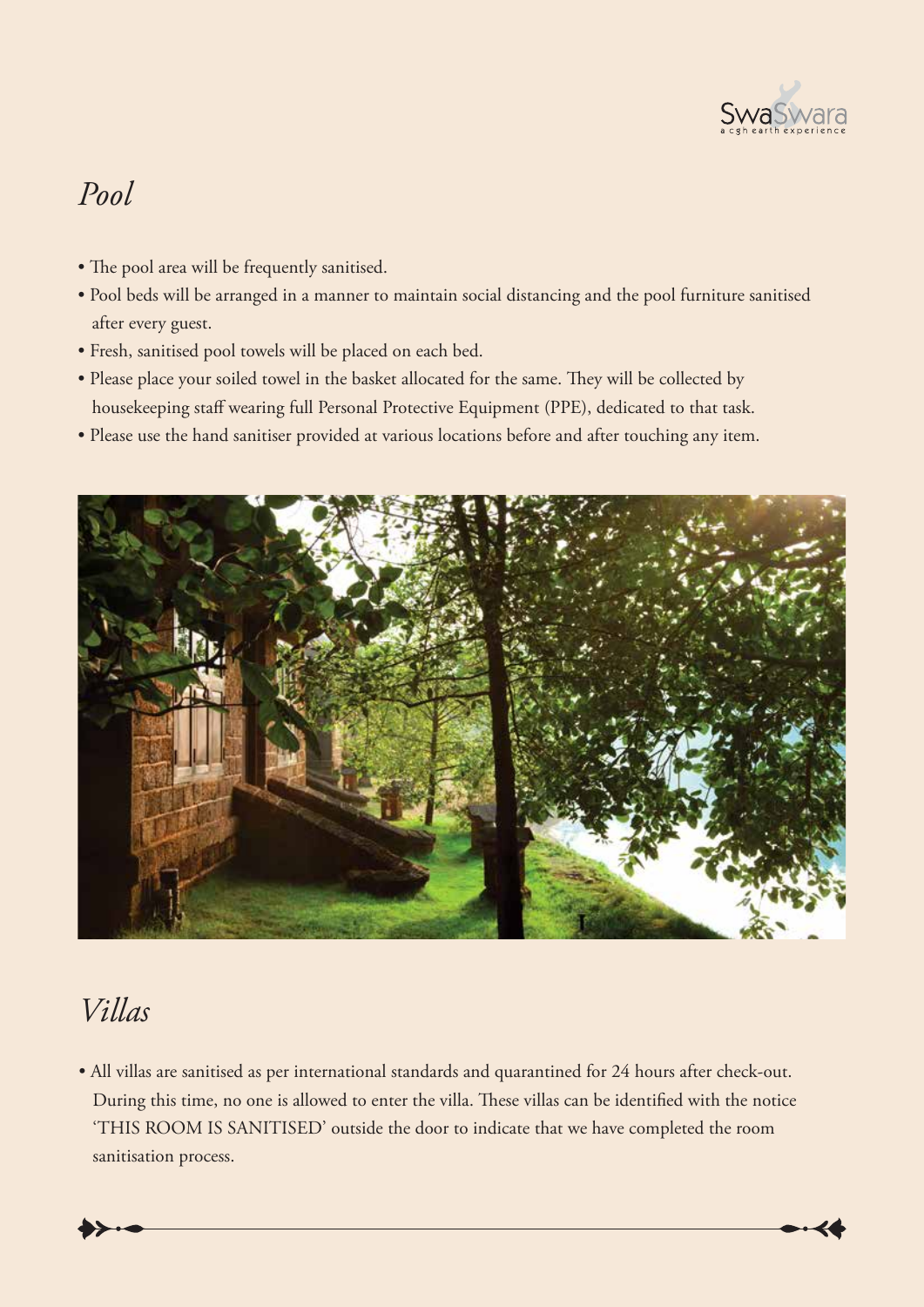## *Pool*

- The pool area will be frequently sanitised.
- Pool beds will be arranged in a manner to maintain social distancing and the pool furniture sanitised after every guest.
- Fresh, sanitised pool towels will be placed on each bed.
- Please place your soiled towel in the basket allocated for the same. They will be collected by housekeeping staff wearing full Personal Protective Equipment (PPE), dedicated to that task.
- Please use the hand sanitiser provided at various locations before and after touching any item.

## *Villas*

- All villas are sanitised as per international standards and quarantined for 24 hours after check-out. During this time, no one is allowed to enter the villa. These villas can be identified with the notice 'THIS ROOM IS SANITISED' outside the door to indicate that we have completed the room sanitisation process.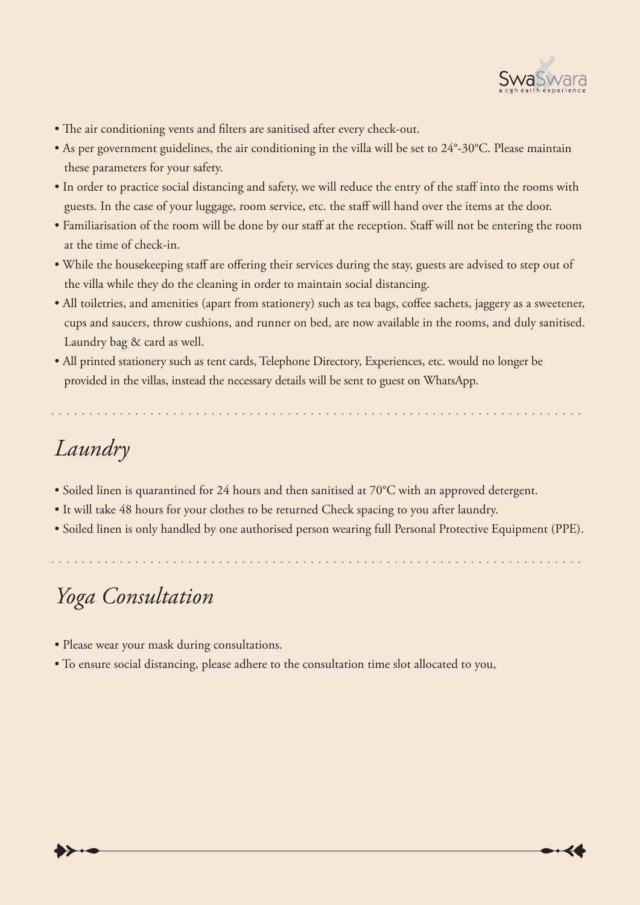- The air conditioning vents and filters are sanitised after every check-out.
- As per government guidelines, the air conditioning in the villa will be set to 24°-30°C. Please maintain these parameters for your safety.
- In order to practice social distancing and safety, we will reduce the entry of the staff into the rooms with guests. In the case of your luggage, room service, etc. the staff will hand over the items at the door.
- Familiarisation of the room will be done by our staff at the reception. Staff will not be entering the room at the time of check-in.
- While the housekeeping staff are offering their services during the stay, guests are advised to step out of the villa while they do the cleaning in order to maintain social distancing.
- All toiletries, and amenities (apart from stationery) such as tea bags, coffee sachets, jaggery as a sweetener, cups and saucers, throw cushions, and runner on bed, are now available in the rooms, and duly sanitised. Laundry bag & card as well.
- All printed stationery such as tent cards, Telephone Directory, Experiences, etc. would no longer be provided in the villas, instead the necessary details will be sent to guest on WhatsApp.

## *Laundry*

- Soiled linen is quarantined for 24 hours and then sanitised at 70°C with an approved detergent.
- It will take 48 hours for your clothes to be returned Check spacing to you after laundry.
- Soiled linen is only handled by one authorised person wearing full Personal Protective Equipment (PPE).

## *Yoga Consultation*

- Please wear your mask during consultations.
- To ensure social distancing, please adhere to the consultation time slot allocated to you,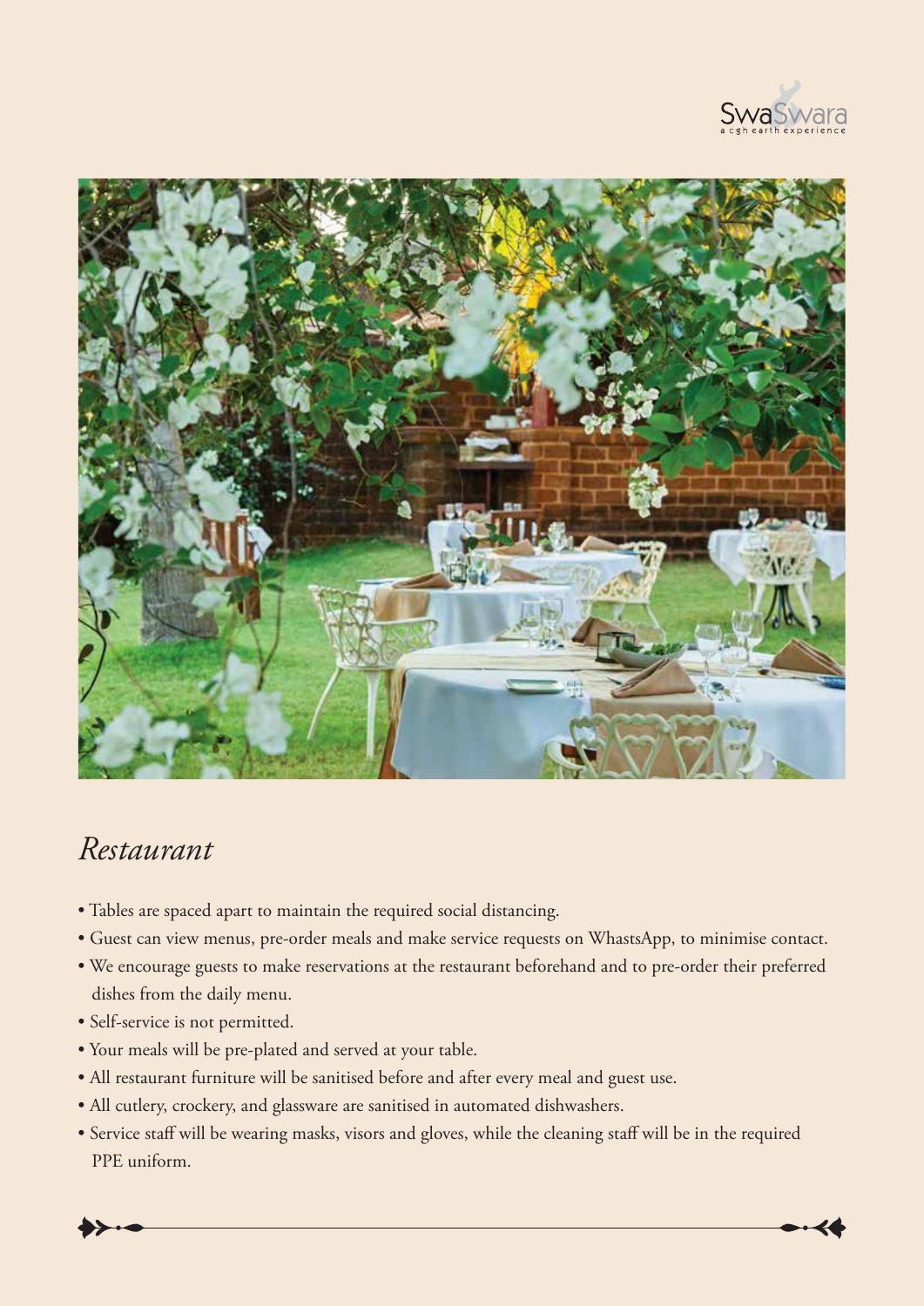## *Restaurant*

- Tables are spaced apart to maintain the required social distancing.
- Guest can view menus, pre-order meals and make service requests on WhastsApp, to minimise contact.
- We encourage guests to make reservations at the restaurant beforehand and to pre-order their preferred dishes from the daily menu.
- Self-service is not permitted.
- Your meals will be pre-plated and served at your table.
- All restaurant furniture will be sanitised before and after every meal and guest use.
- All cutlery, crockery, and glassware are sanitised in automated dishwashers.
- Service staff will be wearing masks, visors and gloves, while the cleaning staff will be in the required PPE uniform.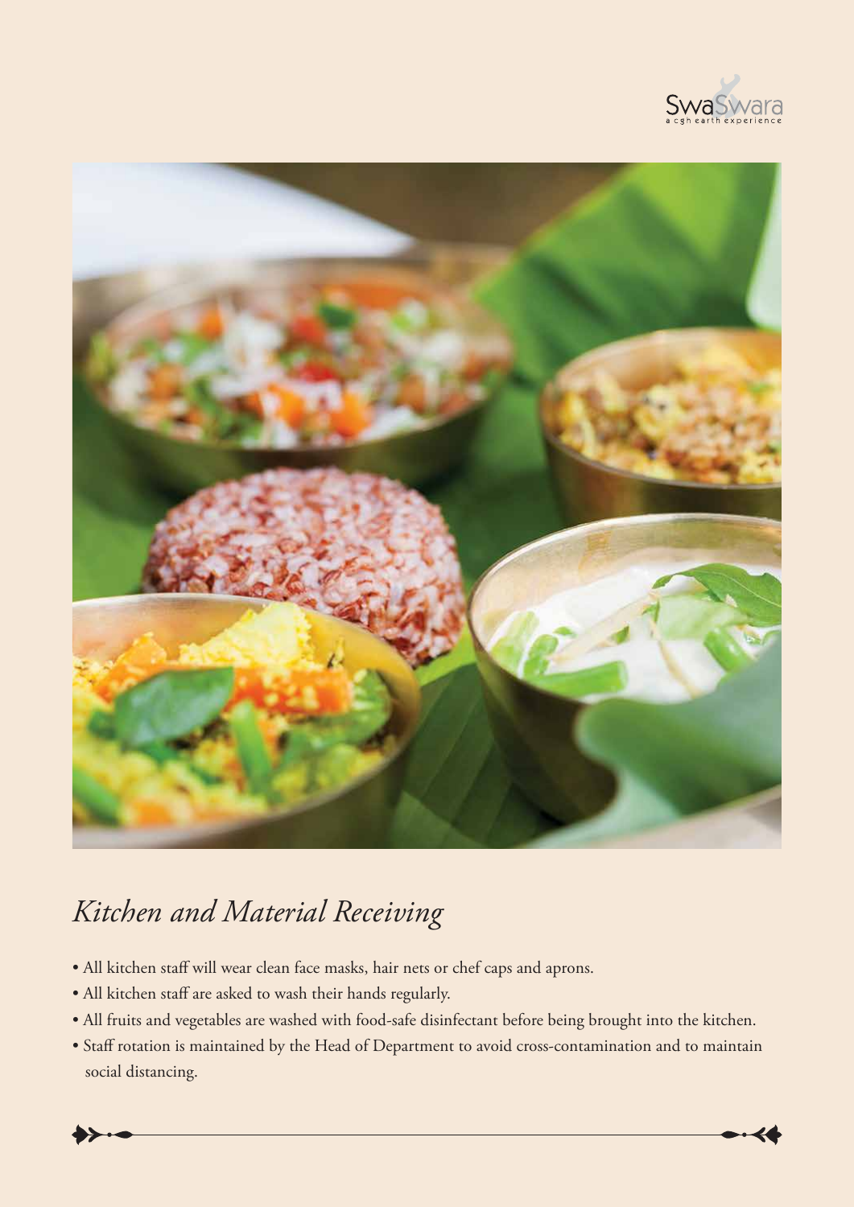# *Kitchen and Material Receiving*

- All kitchen staff will wear clean face masks, hair nets or chef caps and aprons.
- All kitchen staff are asked to wash their hands regularly.
- All fruits and vegetables are washed with food-safe disinfectant before being brought into the kitchen.
- Staff rotation is maintained by the Head of Department to avoid cross-contamination and to maintain social distancing.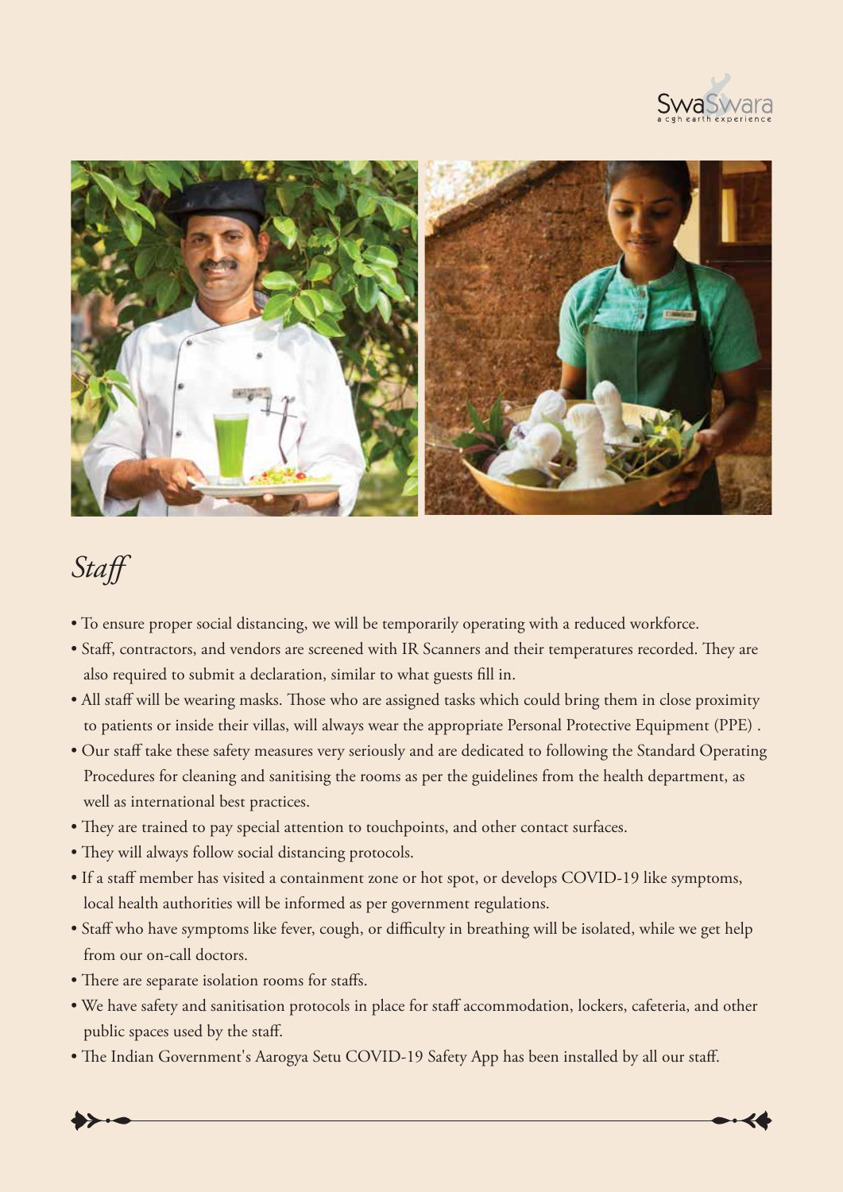# *Staff*

- To ensure proper social distancing, we will be temporarily operating with a reduced workforce.
- Staff, contractors, and vendors are screened with IR Scanners and their temperatures recorded. They are also required to submit a declaration, similar to what guests fill in.
- All staff will be wearing masks. Those who are assigned tasks which could bring them in close proximity to patients or inside their villas, will always wear the appropriate Personal Protective Equipment (PPE) .
- Our staff take these safety measures very seriously and are dedicated to following the Standard Operating Procedures for cleaning and sanitising the rooms as per the guidelines from the health department, as well as international best practices.
- They are trained to pay special attention to touchpoints, and other contact surfaces.
- They will always follow social distancing protocols.
- If a staff member has visited a containment zone or hot spot, or develops COVID-19 like symptoms, local health authorities will be informed as per government regulations.
- Staff who have symptoms like fever, cough, or difficulty in breathing will be isolated, while we get help from our on-call doctors.
- There are separate isolation rooms for staffs.
- We have safety and sanitisation protocols in place for staff accommodation, lockers, cafeteria, and other public spaces used by the staff.
- The Indian Government's Aarogya Setu COVID-19 Safety App has been installed by all our staff.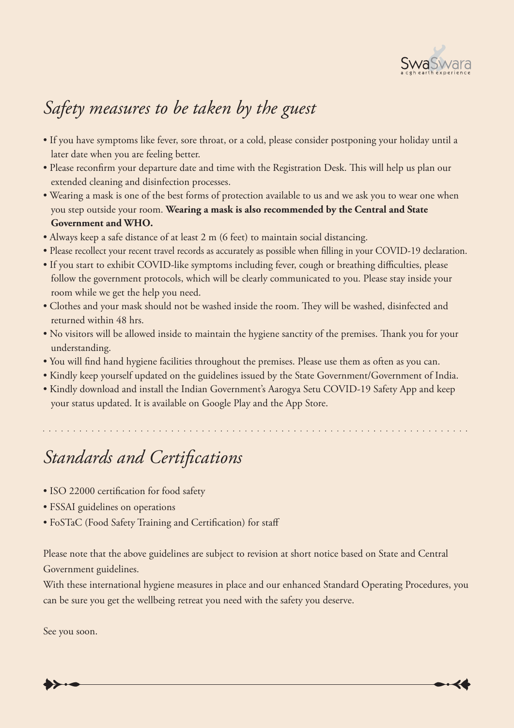## *Safety measures to be taken by the guest*

- If you have symptoms like fever, sore throat, or a cold, please consider postponing your holiday until a later date when you are feeling better.
- Please reconfirm your departure date and time with the Registration Desk. This will help us plan our extended cleaning and disinfection processes.
- Wearing a mask is one of the best forms of protection available to us and we ask you to wear one when you step outside your room. **Wearing a mask is also recommended by the Central and State Government and WHO.**
- Always keep a safe distance of at least 2 m (6 feet) to maintain social distancing.
- Please recollect your recent travel records as accurately as possible when filling in your COVID-19 declaration.
- If you start to exhibit COVID-like symptoms including fever, cough or breathing difficulties, please follow the government protocols, which will be clearly communicated to you. Please stay inside your room while we get the help you need.
- Clothes and your mask should not be washed inside the room. They will be washed, disinfected and returned within 48 hrs.
- No visitors will be allowed inside to maintain the hygiene sanctity of the premises. Thank you for your understanding.
- You will find hand hygiene facilities throughout the premises. Please use them as often as you can.
- Kindly keep yourself updated on the guidelines issued by the State Government/Government of India.
- Kindly download and install the Indian Government's Aarogya Setu COVID-19 Safety App and keep your status updated. It is available on Google Play and the App Store.

## *Standards and Certifications*

- ISO 22000 certification for food safety
- FSSAI guidelines on operations
- FoSTaC (Food Safety Training and Certification) for staff

Please note that the above guidelines are subject to revision at short notice based on State and Central Government guidelines.

With these international hygiene measures in place and our enhanced Standard Operating Procedures, you can be sure you get the wellbeing retreat you need with the safety you deserve.

See you soon.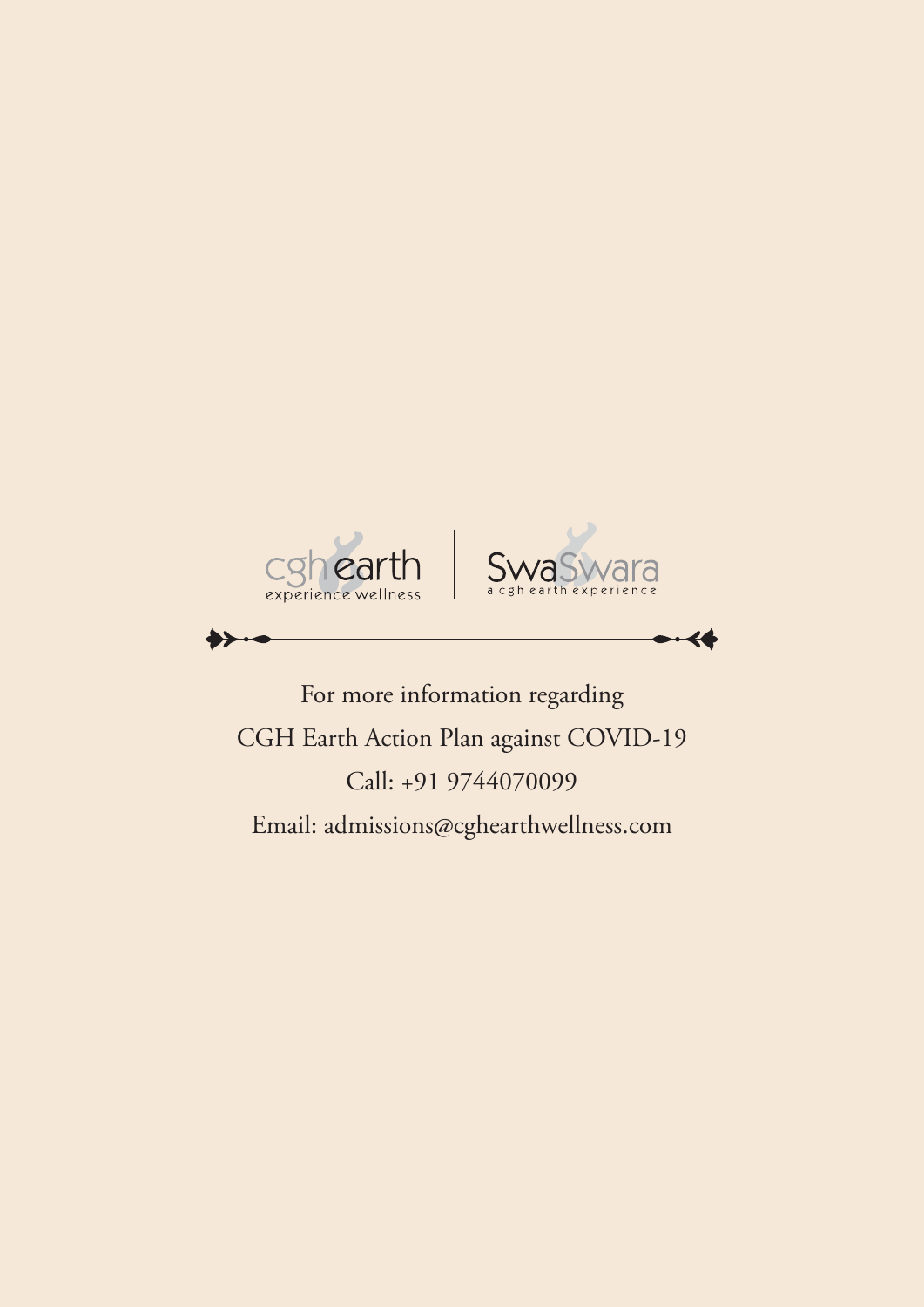cgh earth
experience wellness

SwaSwara
a cgh earth experience

For more information regarding
CGH Earth Action Plan against COVID-19
Call: +91 9744070099
Email: admissions@cghearthwellness.com